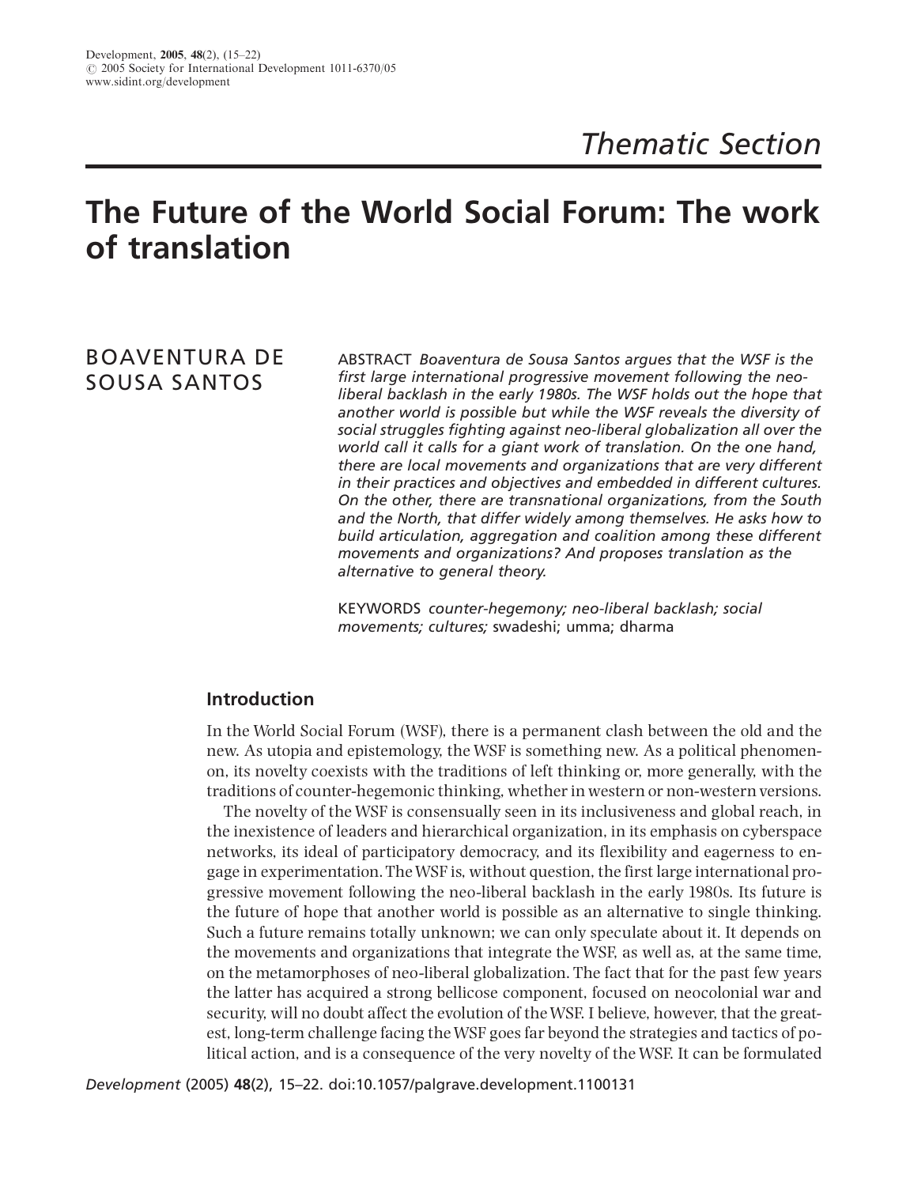*Thematic Section*

# The Future of the World Social Forum: The work of translation

BOAVENTURA DE SOUSA SANTOS

ABSTRACT *Boaventura de Sousa Santos argues that the WSF is the first large international progressive movement following the neo-liberal backlash in the early 1980s. The WSF holds out the hope that another world is possible but while the WSF reveals the diversity of social struggles fighting against neo-liberal globalization all over the world call it calls for a giant work of translation. On the one hand, there are local movements and organizations that are very different in their practices and objectives and embedded in different cultures. On the other, there are transnational organizations, from the South and the North, that differ widely among themselves. He asks how to build articulation, aggregation and coalition among these different movements and organizations? And proposes translation as the alternative to general theory.*

KEYWORDS *counter-hegemony; neo-liberal backlash; social movements; cultures;* swadeshi; umma; dharma

## Introduction

In the World Social Forum (WSF), there is a permanent clash between the old and the new. As utopia and epistemology, the WSF is something new. As a political phenomenon, its novelty coexists with the traditions of left thinking or, more generally, with the traditions of counter-hegemonic thinking, whether in western or non-western versions.

The novelty of the WSF is consensually seen in its inclusiveness and global reach, in the inexistence of leaders and hierarchical organization, in its emphasis on cyberspace networks, its ideal of participatory democracy, and its flexibility and eagerness to engage in experimentation. The WSF is, without question, the first large international progressive movement following the neo-liberal backlash in the early 1980s. Its future is the future of hope that another world is possible as an alternative to single thinking. Such a future remains totally unknown; we can only speculate about it. It depends on the movements and organizations that integrate the WSF, as well as, at the same time, on the metamorphoses of neo-liberal globalization. The fact that for the past few years the latter has acquired a strong bellicose component, focused on neocolonial war and security, will no doubt affect the evolution of the WSF. I believe, however, that the greatest, long-term challenge facing the WSF goes far beyond the strategies and tactics of political action, and is a consequence of the very novelty of the WSF. It can be formulated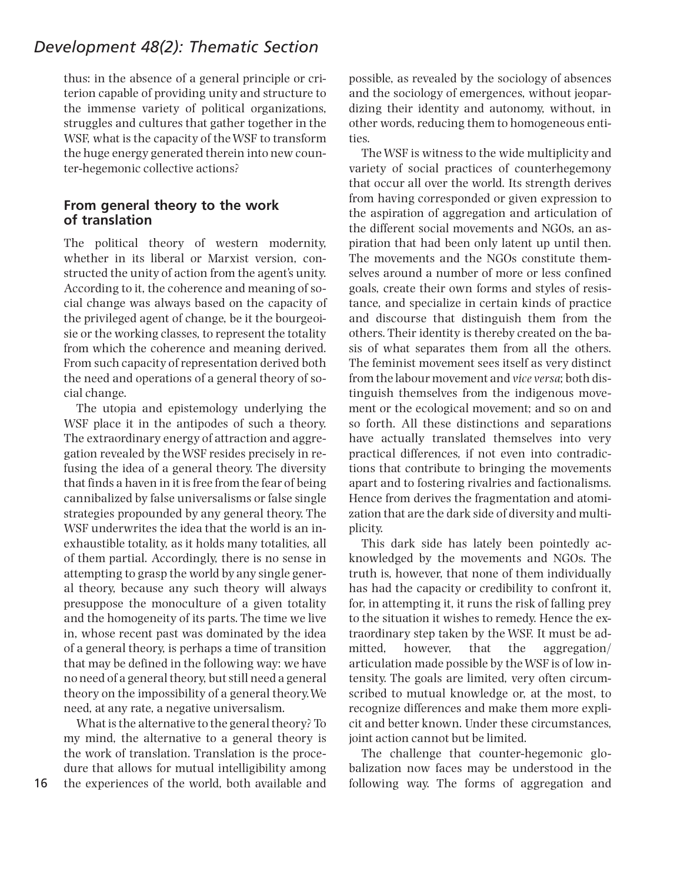thus: in the absence of a general principle or criterion capable of providing unity and structure to the immense variety of political organizations, struggles and cultures that gather together in the WSF, what is the capacity of the WSF to transform the huge energy generated therein into new counter-hegemonic collective actions?

## From general theory to the work of translation

The political theory of western modernity, whether in its liberal or Marxist version, constructed the unity of action from the agent's unity. According to it, the coherence and meaning of social change was always based on the capacity of the privileged agent of change, be it the bourgeoisie or the working classes, to represent the totality from which the coherence and meaning derived. From such capacity of representation derived both the need and operations of a general theory of social change.

The utopia and epistemology underlying the WSF place it in the antipodes of such a theory. The extraordinary energy of attraction and aggregation revealed by the WSF resides precisely in refusing the idea of a general theory. The diversity that finds a haven in it is free from the fear of being cannibalized by false universalisms or false single strategies propounded by any general theory. The WSF underwrites the idea that the world is an inexhaustible totality, as it holds many totalities, all of them partial. Accordingly, there is no sense in attempting to grasp the world by any single general theory, because any such theory will always presuppose the monoculture of a given totality and the homogeneity of its parts. The time we live in, whose recent past was dominated by the idea of a general theory, is perhaps a time of transition that may be defined in the following way: we have no need of a general theory, but still need a general theory on the impossibility of a general theory. We need, at any rate, a negative universalism.

What is the alternative to the general theory? To my mind, the alternative to a general theory is the work of translation. Translation is the procedure that allows for mutual intelligibility among the experiences of the world, both available and possible, as revealed by the sociology of absences and the sociology of emergences, without jeopardizing their identity and autonomy, without, in other words, reducing them to homogeneous entities.

The WSF is witness to the wide multiplicity and variety of social practices of counterhegemony that occur all over the world. Its strength derives from having corresponded or given expression to the aspiration of aggregation and articulation of the different social movements and NGOs, an aspiration that had been only latent up until then. The movements and the NGOs constitute themselves around a number of more or less confined goals, create their own forms and styles of resistance, and specialize in certain kinds of practice and discourse that distinguish them from the others. Their identity is thereby created on the basis of what separates them from all the others. The feminist movement sees itself as very distinct from the labour movement and *vice versa*; both distinguish themselves from the indigenous movement or the ecological movement; and so on and so forth. All these distinctions and separations have actually translated themselves into very practical differences, if not even into contradictions that contribute to bringing the movements apart and to fostering rivalries and factionalisms. Hence from derives the fragmentation and atomization that are the dark side of diversity and multiplicity.

This dark side has lately been pointedly acknowledged by the movements and NGOs. The truth is, however, that none of them individually has had the capacity or credibility to confront it, for, in attempting it, it runs the risk of falling prey to the situation it wishes to remedy. Hence the extraordinary step taken by the WSF. It must be admitted, however, that the aggregation/articulation made possible by the WSF is of low intensity. The goals are limited, very often circumscribed to mutual knowledge or, at the most, to recognize differences and make them more explicit and better known. Under these circumstances, joint action cannot but be limited.

The challenge that counter-hegemonic globalization now faces may be understood in the following way. The forms of aggregation and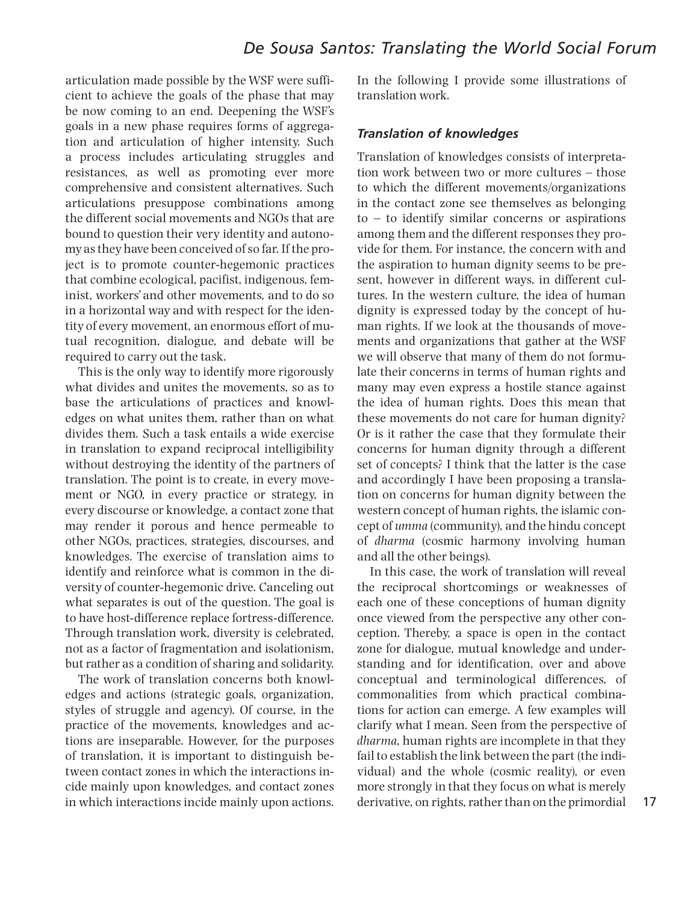articulation made possible by the WSF were sufficient to achieve the goals of the phase that may be now coming to an end. Deepening the WSF's goals in a new phase requires forms of aggregation and articulation of higher intensity. Such a process includes articulating struggles and resistances, as well as promoting ever more comprehensive and consistent alternatives. Such articulations presuppose combinations among the different social movements and NGOs that are bound to question their very identity and autonomy as they have been conceived of so far. If the project is to promote counter-hegemonic practices that combine ecological, pacifist, indigenous, feminist, workers' and other movements, and to do so in a horizontal way and with respect for the identity of every movement, an enormous effort of mutual recognition, dialogue, and debate will be required to carry out the task.

This is the only way to identify more rigorously what divides and unites the movements, so as to base the articulations of practices and knowledges on what unites them, rather than on what divides them. Such a task entails a wide exercise in translation to expand reciprocal intelligibility without destroying the identity of the partners of translation. The point is to create, in every movement or NGO, in every practice or strategy, in every discourse or knowledge, a contact zone that may render it porous and hence permeable to other NGOs, practices, strategies, discourses, and knowledges. The exercise of translation aims to identify and reinforce what is common in the diversity of counter-hegemonic drive. Canceling out what separates is out of the question. The goal is to have host-difference replace fortress-difference. Through translation work, diversity is celebrated, not as a factor of fragmentation and isolationism, but rather as a condition of sharing and solidarity.

The work of translation concerns both knowledges and actions (strategic goals, organization, styles of struggle and agency). Of course, in the practice of the movements, knowledges and actions are inseparable. However, for the purposes of translation, it is important to distinguish between contact zones in which the interactions incide mainly upon knowledges, and contact zones in which interactions incide mainly upon actions. In the following I provide some illustrations of translation work.

### *Translation of knowledges*

Translation of knowledges consists of interpretation work between two or more cultures – those to which the different movements/organizations in the contact zone see themselves as belonging to – to identify similar concerns or aspirations among them and the different responses they provide for them. For instance, the concern with and the aspiration to human dignity seems to be present, however in different ways, in different cultures. In the western culture, the idea of human dignity is expressed today by the concept of human rights. If we look at the thousands of movements and organizations that gather at the WSF we will observe that many of them do not formulate their concerns in terms of human rights and many may even express a hostile stance against the idea of human rights. Does this mean that these movements do not care for human dignity? Or is it rather the case that they formulate their concerns for human dignity through a different set of concepts? I think that the latter is the case and accordingly I have been proposing a translation on concerns for human dignity between the western concept of human rights, the islamic concept of *umma* (community), and the hindu concept of *dharma* (cosmic harmony involving human and all the other beings).

In this case, the work of translation will reveal the reciprocal shortcomings or weaknesses of each one of these conceptions of human dignity once viewed from the perspective any other conception. Thereby, a space is open in the contact zone for dialogue, mutual knowledge and understanding and for identification, over and above conceptual and terminological differences, of commonalities from which practical combinations for action can emerge. A few examples will clarify what I mean. Seen from the perspective of *dharma*, human rights are incomplete in that they fail to establish the link between the part (the individual) and the whole (cosmic reality), or even more strongly in that they focus on what is merely derivative, on rights, rather than on the primordial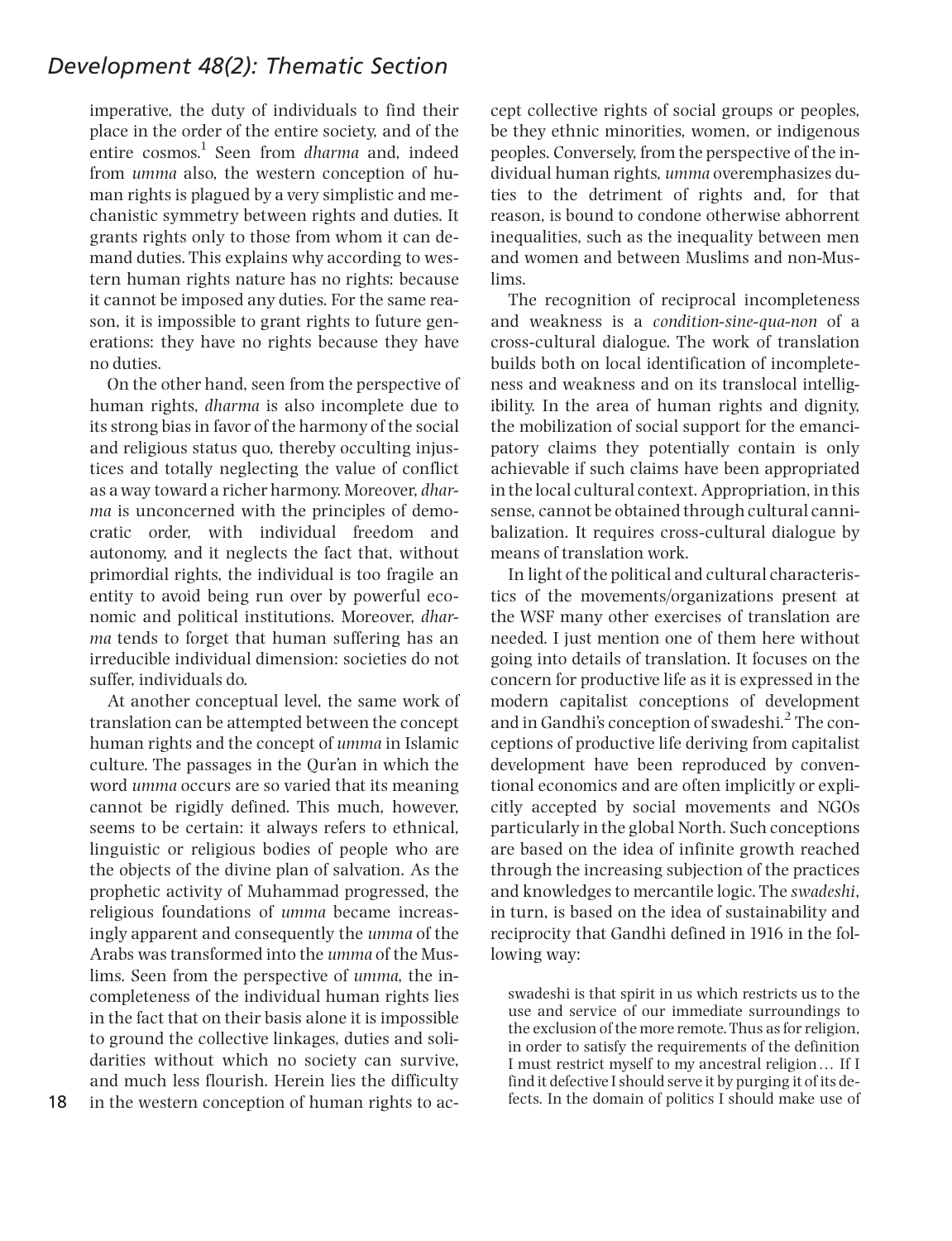imperative, the duty of individuals to find their place in the order of the entire society, and of the entire cosmos.[1] Seen from *dharma* and, indeed from *umma* also, the western conception of human rights is plagued by a very simplistic and mechanistic symmetry between rights and duties. It grants rights only to those from whom it can demand duties. This explains why according to western human rights nature has no rights: because it cannot be imposed any duties. For the same reason, it is impossible to grant rights to future generations: they have no rights because they have no duties.

On the other hand, seen from the perspective of human rights, *dharma* is also incomplete due to its strong bias in favor of the harmony of the social and religious status quo, thereby occulting injustices and totally neglecting the value of conflict as a way toward a richer harmony. Moreover, *dharma* is unconcerned with the principles of democratic order, with individual freedom and autonomy, and it neglects the fact that, without primordial rights, the individual is too fragile an entity to avoid being run over by powerful economic and political institutions. Moreover, *dharma* tends to forget that human suffering has an irreducible individual dimension: societies do not suffer, individuals do.

At another conceptual level, the same work of translation can be attempted between the concept human rights and the concept of *umma* in Islamic culture. The passages in the Qur'an in which the word *umma* occurs are so varied that its meaning cannot be rigidly defined. This much, however, seems to be certain: it always refers to ethnical, linguistic or religious bodies of people who are the objects of the divine plan of salvation. As the prophetic activity of Muhammad progressed, the religious foundations of *umma* became increasingly apparent and consequently the *umma* of the Arabs was transformed into the *umma* of the Muslims. Seen from the perspective of *umma*, the incompleteness of the individual human rights lies in the fact that on their basis alone it is impossible to ground the collective linkages, duties and solidarities without which no society can survive, and much less flourish. Herein lies the difficulty in the western conception of human rights to accept collective rights of social groups or peoples, be they ethnic minorities, women, or indigenous peoples. Conversely, from the perspective of the individual human rights, *umma* overemphasizes duties to the detriment of rights and, for that reason, is bound to condone otherwise abhorrent inequalities, such as the inequality between men and women and between Muslims and non-Muslims.

The recognition of reciprocal incompleteness and weakness is a *condition-sine-qua-non* of a cross-cultural dialogue. The work of translation builds both on local identification of incompleteness and weakness and on its translocal intelligibility. In the area of human rights and dignity, the mobilization of social support for the emancipatory claims they potentially contain is only achievable if such claims have been appropriated in the local cultural context. Appropriation, in this sense, cannot be obtained through cultural cannibalization. It requires cross-cultural dialogue by means of translation work.

In light of the political and cultural characteristics of the movements/organizations present at the WSF many other exercises of translation are needed. I just mention one of them here without going into details of translation. It focuses on the concern for productive life as it is expressed in the modern capitalist conceptions of development and in Gandhi's conception of swadeshi.[2] The conceptions of productive life deriving from capitalist development have been reproduced by conventional economics and are often implicitly or explicitly accepted by social movements and NGOs particularly in the global North. Such conceptions are based on the idea of infinite growth reached through the increasing subjection of the practices and knowledges to mercantile logic. The *swadeshi*, in turn, is based on the idea of sustainability and reciprocity that Gandhi defined in 1916 in the following way:

> swadeshi is that spirit in us which restricts us to the use and service of our immediate surroundings to the exclusion of the more remote. Thus as for religion, in order to satisfy the requirements of the definition I must restrict myself to my ancestral religion ... If I find it defective I should serve it by purging it of its defects. In the domain of politics I should make use of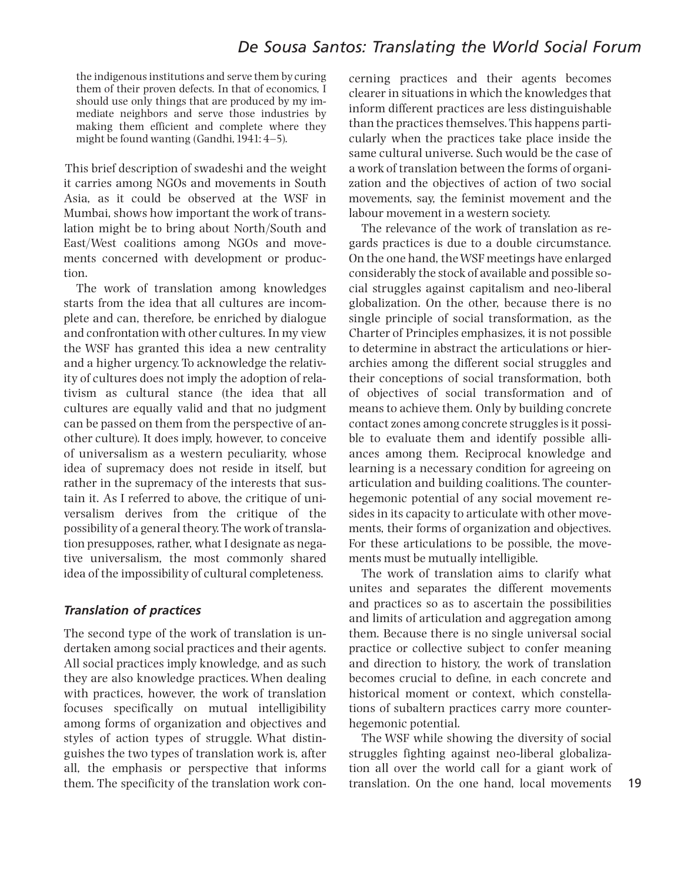> the indigenous institutions and serve them by curing them of their proven defects. In that of economics, I should use only things that are produced by my immediate neighbors and serve those industries by making them efficient and complete where they might be found wanting (Gandhi, 1941: 4–5).

This brief description of swadeshi and the weight it carries among NGOs and movements in South Asia, as it could be observed at the WSF in Mumbai, shows how important the work of translation might be to bring about North/South and East/West coalitions among NGOs and movements concerned with development or production.

The work of translation among knowledges starts from the idea that all cultures are incomplete and can, therefore, be enriched by dialogue and confrontation with other cultures. In my view the WSF has granted this idea a new centrality and a higher urgency. To acknowledge the relativity of cultures does not imply the adoption of relativism as cultural stance (the idea that all cultures are equally valid and that no judgment can be passed on them from the perspective of another culture). It does imply, however, to conceive of universalism as a western peculiarity, whose idea of supremacy does not reside in itself, but rather in the supremacy of the interests that sustain it. As I referred to above, the critique of universalism derives from the critique of the possibility of a general theory. The work of translation presupposes, rather, what I designate as negative universalism, the most commonly shared idea of the impossibility of cultural completeness.

### *Translation of practices*

The second type of the work of translation is undertaken among social practices and their agents. All social practices imply knowledge, and as such they are also knowledge practices. When dealing with practices, however, the work of translation focuses specifically on mutual intelligibility among forms of organization and objectives and styles of action types of struggle. What distinguishes the two types of translation work is, after all, the emphasis or perspective that informs them. The specificity of the translation work concerning practices and their agents becomes clearer in situations in which the knowledges that inform different practices are less distinguishable than the practices themselves. This happens particularly when the practices take place inside the same cultural universe. Such would be the case of a work of translation between the forms of organization and the objectives of action of two social movements, say, the feminist movement and the labour movement in a western society.

The relevance of the work of translation as regards practices is due to a double circumstance. On the one hand, the WSF meetings have enlarged considerably the stock of available and possible social struggles against capitalism and neo-liberal globalization. On the other, because there is no single principle of social transformation, as the Charter of Principles emphasizes, it is not possible to determine in abstract the articulations or hierarchies among the different social struggles and their conceptions of social transformation, both of objectives of social transformation and of means to achieve them. Only by building concrete contact zones among concrete struggles is it possible to evaluate them and identify possible alliances among them. Reciprocal knowledge and learning is a necessary condition for agreeing on articulation and building coalitions. The counter-hegemonic potential of any social movement resides in its capacity to articulate with other movements, their forms of organization and objectives. For these articulations to be possible, the movements must be mutually intelligible.

The work of translation aims to clarify what unites and separates the different movements and practices so as to ascertain the possibilities and limits of articulation and aggregation among them. Because there is no single universal social practice or collective subject to confer meaning and direction to history, the work of translation becomes crucial to define, in each concrete and historical moment or context, which constellations of subaltern practices carry more counter-hegemonic potential.

The WSF while showing the diversity of social struggles fighting against neo-liberal globalization all over the world call for a giant work of translation. On the one hand, local movements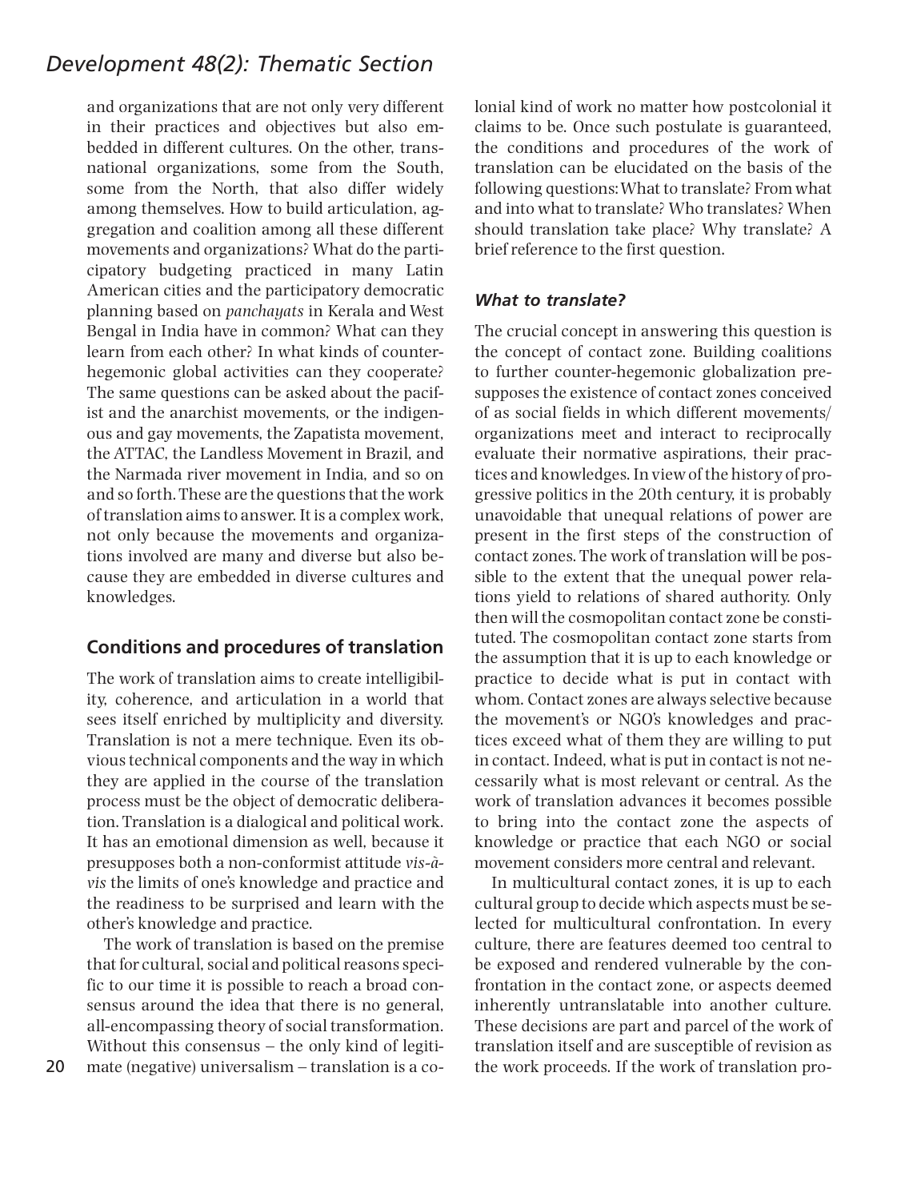and organizations that are not only very different in their practices and objectives but also embedded in different cultures. On the other, transnational organizations, some from the South, some from the North, that also differ widely among themselves. How to build articulation, aggregation and coalition among all these different movements and organizations? What do the participatory budgeting practiced in many Latin American cities and the participatory democratic planning based on *panchayats* in Kerala and West Bengal in India have in common? What can they learn from each other? In what kinds of counter-hegemonic global activities can they cooperate? The same questions can be asked about the pacifist and the anarchist movements, or the indigenous and gay movements, the Zapatista movement, the ATTAC, the Landless Movement in Brazil, and the Narmada river movement in India, and so on and so forth. These are the questions that the work of translation aims to answer. It is a complex work, not only because the movements and organizations involved are many and diverse but also because they are embedded in diverse cultures and knowledges.

## Conditions and procedures of translation

The work of translation aims to create intelligibility, coherence, and articulation in a world that sees itself enriched by multiplicity and diversity. Translation is not a mere technique. Even its obvious technical components and the way in which they are applied in the course of the translation process must be the object of democratic deliberation. Translation is a dialogical and political work. It has an emotional dimension as well, because it presupposes both a non-conformist attitude *vis-à-vis* the limits of one's knowledge and practice and the readiness to be surprised and learn with the other's knowledge and practice.

The work of translation is based on the premise that for cultural, social and political reasons specific to our time it is possible to reach a broad consensus around the idea that there is no general, all-encompassing theory of social transformation. Without this consensus – the only kind of legitimate (negative) universalism – translation is a colonial kind of work no matter how postcolonial it claims to be. Once such postulate is guaranteed, the conditions and procedures of the work of translation can be elucidated on the basis of the following questions: What to translate? From what and into what to translate? Who translates? When should translation take place? Why translate? A brief reference to the first question.

### *What to translate?*

The crucial concept in answering this question is the concept of contact zone. Building coalitions to further counter-hegemonic globalization presupposes the existence of contact zones conceived of as social fields in which different movements/organizations meet and interact to reciprocally evaluate their normative aspirations, their practices and knowledges. In view of the history of progressive politics in the 20th century, it is probably unavoidable that unequal relations of power are present in the first steps of the construction of contact zones. The work of translation will be possible to the extent that the unequal power relations yield to relations of shared authority. Only then will the cosmopolitan contact zone be constituted. The cosmopolitan contact zone starts from the assumption that it is up to each knowledge or practice to decide what is put in contact with whom. Contact zones are always selective because the movement's or NGO's knowledges and practices exceed what of them they are willing to put in contact. Indeed, what is put in contact is not necessarily what is most relevant or central. As the work of translation advances it becomes possible to bring into the contact zone the aspects of knowledge or practice that each NGO or social movement considers more central and relevant.

In multicultural contact zones, it is up to each cultural group to decide which aspects must be selected for multicultural confrontation. In every culture, there are features deemed too central to be exposed and rendered vulnerable by the confrontation in the contact zone, or aspects deemed inherently untranslatable into another culture. These decisions are part and parcel of the work of translation itself and are susceptible of revision as the work proceeds. If the work of translation pro-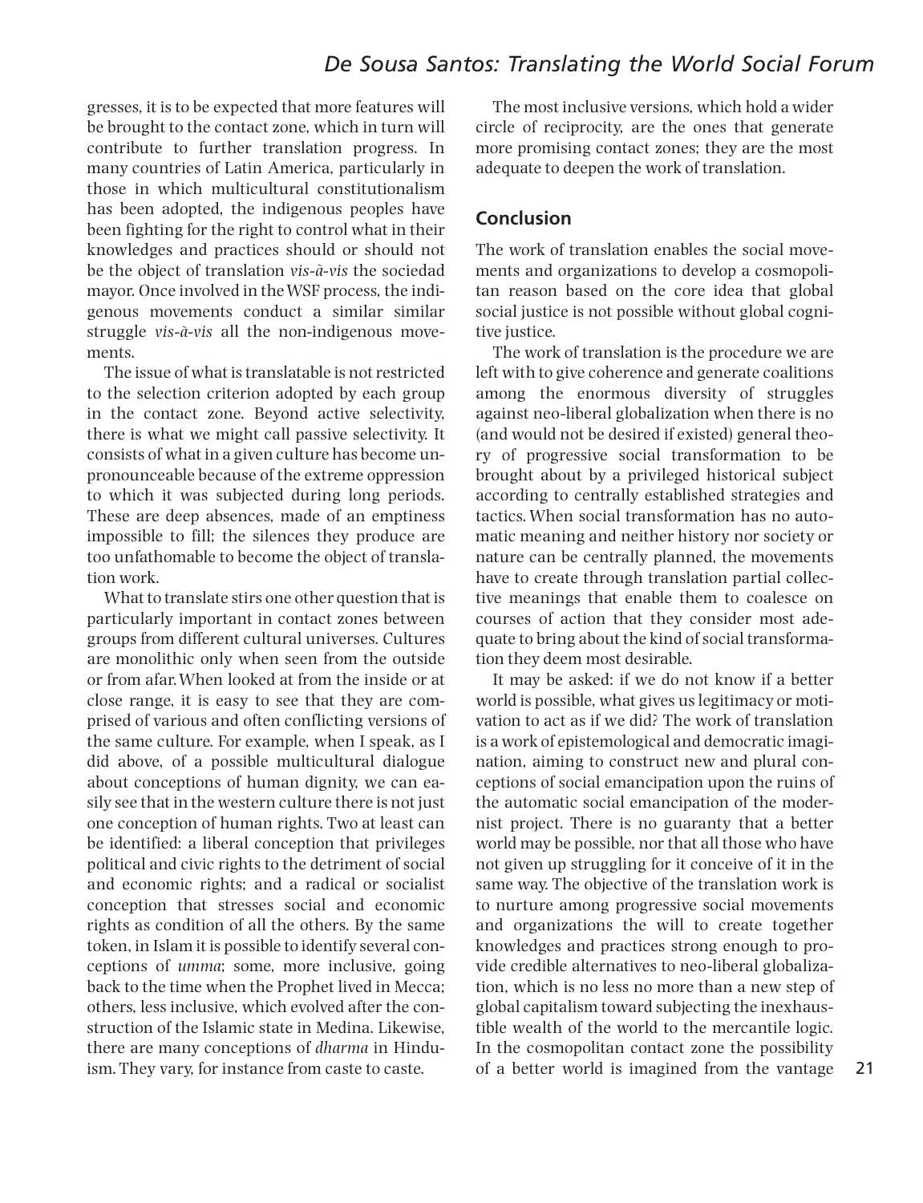gresses, it is to be expected that more features will be brought to the contact zone, which in turn will contribute to further translation progress. In many countries of Latin America, particularly in those in which multicultural constitutionalism has been adopted, the indigenous peoples have been fighting for the right to control what in their knowledges and practices should or should not be the object of translation *vis-à-vis* the sociedad mayor. Once involved in the WSF process, the indigenous movements conduct a similar similar struggle *vis-à-vis* all the non-indigenous movements.

The issue of what is translatable is not restricted to the selection criterion adopted by each group in the contact zone. Beyond active selectivity, there is what we might call passive selectivity. It consists of what in a given culture has become unpronounceable because of the extreme oppression to which it was subjected during long periods. These are deep absences, made of an emptiness impossible to fill; the silences they produce are too unfathomable to become the object of translation work.

What to translate stirs one other question that is particularly important in contact zones between groups from different cultural universes. Cultures are monolithic only when seen from the outside or from afar. When looked at from the inside or at close range, it is easy to see that they are comprised of various and often conflicting versions of the same culture. For example, when I speak, as I did above, of a possible multicultural dialogue about conceptions of human dignity, we can easily see that in the western culture there is not just one conception of human rights. Two at least can be identified: a liberal conception that privileges political and civic rights to the detriment of social and economic rights; and a radical or socialist conception that stresses social and economic rights as condition of all the others. By the same token, in Islam it is possible to identify several conceptions of *umma*; some, more inclusive, going back to the time when the Prophet lived in Mecca; others, less inclusive, which evolved after the construction of the Islamic state in Medina. Likewise, there are many conceptions of *dharma* in Hinduism. They vary, for instance from caste to caste.

The most inclusive versions, which hold a wider circle of reciprocity, are the ones that generate more promising contact zones; they are the most adequate to deepen the work of translation.

## Conclusion

The work of translation enables the social movements and organizations to develop a cosmopolitan reason based on the core idea that global social justice is not possible without global cognitive justice.

The work of translation is the procedure we are left with to give coherence and generate coalitions among the enormous diversity of struggles against neo-liberal globalization when there is no (and would not be desired if existed) general theory of progressive social transformation to be brought about by a privileged historical subject according to centrally established strategies and tactics. When social transformation has no automatic meaning and neither history nor society or nature can be centrally planned, the movements have to create through translation partial collective meanings that enable them to coalesce on courses of action that they consider most adequate to bring about the kind of social transformation they deem most desirable.

It may be asked: if we do not know if a better world is possible, what gives us legitimacy or motivation to act as if we did? The work of translation is a work of epistemological and democratic imagination, aiming to construct new and plural conceptions of social emancipation upon the ruins of the automatic social emancipation of the modernist project. There is no guaranty that a better world may be possible, nor that all those who have not given up struggling for it conceive of it in the same way. The objective of the translation work is to nurture among progressive social movements and organizations the will to create together knowledges and practices strong enough to provide credible alternatives to neo-liberal globalization, which is no less no more than a new step of global capitalism toward subjecting the inexhaustible wealth of the world to the mercantile logic. In the cosmopolitan contact zone the possibility of a better world is imagined from the vantage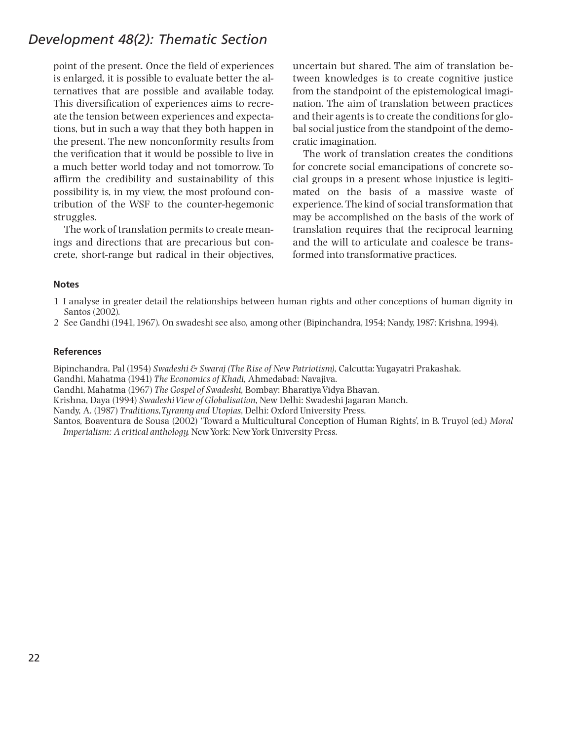point of the present. Once the field of experiences is enlarged, it is possible to evaluate better the alternatives that are possible and available today. This diversification of experiences aims to recreate the tension between experiences and expectations, but in such a way that they both happen in the present. The new nonconformity results from the verification that it would be possible to live in a much better world today and not tomorrow. To affirm the credibility and sustainability of this possibility is, in my view, the most profound contribution of the WSF to the counter-hegemonic struggles.

The work of translation permits to create meanings and directions that are precarious but concrete, short-range but radical in their objectives, uncertain but shared. The aim of translation between knowledges is to create cognitive justice from the standpoint of the epistemological imagination. The aim of translation between practices and their agents is to create the conditions for global social justice from the standpoint of the democratic imagination.

The work of translation creates the conditions for concrete social emancipations of concrete social groups in a present whose injustice is legitimated on the basis of a massive waste of experience. The kind of social transformation that may be accomplished on the basis of the work of translation requires that the reciprocal learning and the will to articulate and coalesce be transformed into transformative practices.

**Notes**

1 I analyse in greater detail the relationships between human rights and other conceptions of human dignity in Santos (2002).

2 See Gandhi (1941, 1967). On swadeshi see also, among other (Bipinchandra, 1954; Nandy, 1987; Krishna, 1994).

**References**

Bipinchandra, Pal (1954) *Swadeshi & Swaraj (The Rise of New Patriotism)*, Calcutta: Yugayatri Prakashak.

Gandhi, Mahatma (1941) *The Economics of Khadi*, Ahmedabad: Navajiva.

Gandhi, Mahatma (1967) *The Gospel of Swadeshi*, Bombay: Bharatiya Vidya Bhavan.

Krishna, Daya (1994) *Swadeshi View of Globalisation*, New Delhi: Swadeshi Jagaran Manch.

Nandy, A. (1987) *Traditions, Tyranny and Utopias*, Delhi: Oxford University Press.

Santos, Boaventura de Sousa (2002) 'Toward a Multicultural Conception of Human Rights', in B. Truyol (ed.) *Moral Imperialism: A critical anthology*, New York: New York University Press.